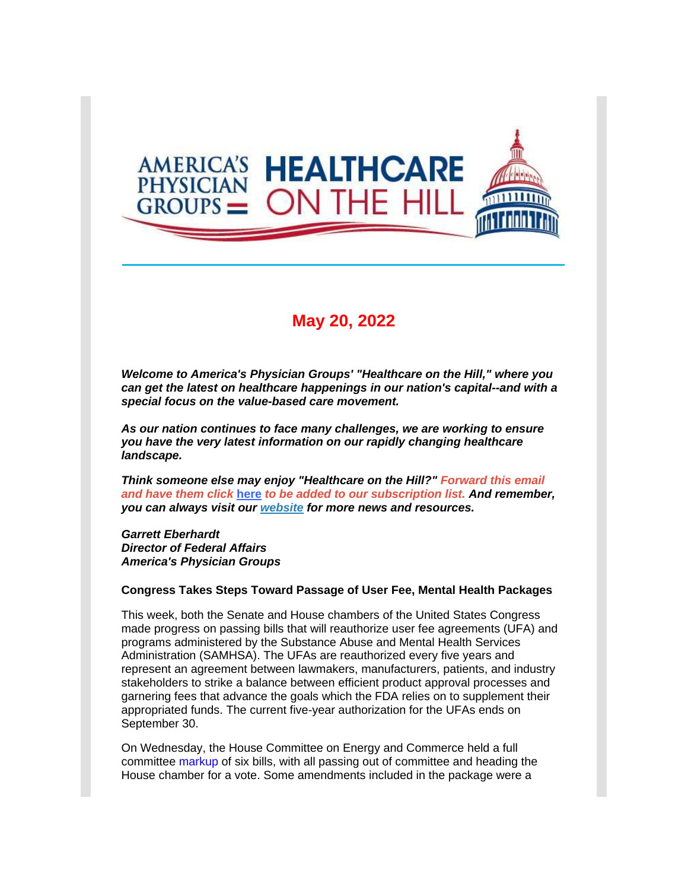# May 20, 2022

***Welcome to America's Physician Groups' "Healthcare on the Hill," where you can get the latest on healthcare happenings in our nation's capital--and with a special focus on the value-based care movement.***

***As our nation continues to face many challenges, we are working to ensure you have the very latest information on our rapidly changing healthcare landscape.***

***Think someone else may enjoy "Healthcare on the Hill?" Forward this email and have them click here to be added to our subscription list. And remember, you can always visit our website for more news and resources.***

***Garrett Eberhardt***
***Director of Federal Affairs***
***America's Physician Groups***

**Congress Takes Steps Toward Passage of User Fee, Mental Health Packages**

This week, both the Senate and House chambers of the United States Congress made progress on passing bills that will reauthorize user fee agreements (UFA) and programs administered by the Substance Abuse and Mental Health Services Administration (SAMHSA). The UFAs are reauthorized every five years and represent an agreement between lawmakers, manufacturers, patients, and industry stakeholders to strike a balance between efficient product approval processes and garnering fees that advance the goals which the FDA relies on to supplement their appropriated funds. The current five-year authorization for the UFAs ends on September 30.

On Wednesday, the House Committee on Energy and Commerce held a full committee markup of six bills, with all passing out of committee and heading the House chamber for a vote. Some amendments included in the package were a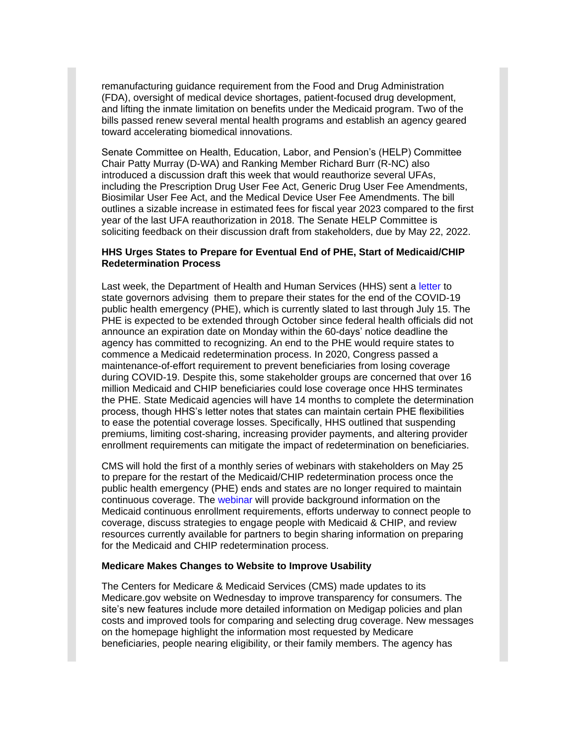remanufacturing guidance requirement from the Food and Drug Administration (FDA), oversight of medical device shortages, patient-focused drug development, and lifting the inmate limitation on benefits under the Medicaid program. Two of the bills passed renew several mental health programs and establish an agency geared toward accelerating biomedical innovations.

Senate Committee on Health, Education, Labor, and Pension's (HELP) Committee Chair Patty Murray (D-WA) and Ranking Member Richard Burr (R-NC) also introduced a discussion draft this week that would reauthorize several UFAs, including the Prescription Drug User Fee Act, Generic Drug User Fee Amendments, Biosimilar User Fee Act, and the Medical Device User Fee Amendments. The bill outlines a sizable increase in estimated fees for fiscal year 2023 compared to the first year of the last UFA reauthorization in 2018. The Senate HELP Committee is soliciting feedback on their discussion draft from stakeholders, due by May 22, 2022.

**HHS Urges States to Prepare for Eventual End of PHE, Start of Medicaid/CHIP Redetermination Process**

Last week, the Department of Health and Human Services (HHS) sent a letter to state governors advising them to prepare their states for the end of the COVID-19 public health emergency (PHE), which is currently slated to last through July 15. The PHE is expected to be extended through October since federal health officials did not announce an expiration date on Monday within the 60-days' notice deadline the agency has committed to recognizing. An end to the PHE would require states to commence a Medicaid redetermination process. In 2020, Congress passed a maintenance-of-effort requirement to prevent beneficiaries from losing coverage during COVID-19. Despite this, some stakeholder groups are concerned that over 16 million Medicaid and CHIP beneficiaries could lose coverage once HHS terminates the PHE. State Medicaid agencies will have 14 months to complete the determination process, though HHS's letter notes that states can maintain certain PHE flexibilities to ease the potential coverage losses. Specifically, HHS outlined that suspending premiums, limiting cost-sharing, increasing provider payments, and altering provider enrollment requirements can mitigate the impact of redetermination on beneficiaries.

CMS will hold the first of a monthly series of webinars with stakeholders on May 25 to prepare for the restart of the Medicaid/CHIP redetermination process once the public health emergency (PHE) ends and states are no longer required to maintain continuous coverage. The webinar will provide background information on the Medicaid continuous enrollment requirements, efforts underway to connect people to coverage, discuss strategies to engage people with Medicaid & CHIP, and review resources currently available for partners to begin sharing information on preparing for the Medicaid and CHIP redetermination process.

**Medicare Makes Changes to Website to Improve Usability**

The Centers for Medicare & Medicaid Services (CMS) made updates to its Medicare.gov website on Wednesday to improve transparency for consumers. The site's new features include more detailed information on Medigap policies and plan costs and improved tools for comparing and selecting drug coverage. New messages on the homepage highlight the information most requested by Medicare beneficiaries, people nearing eligibility, or their family members. The agency has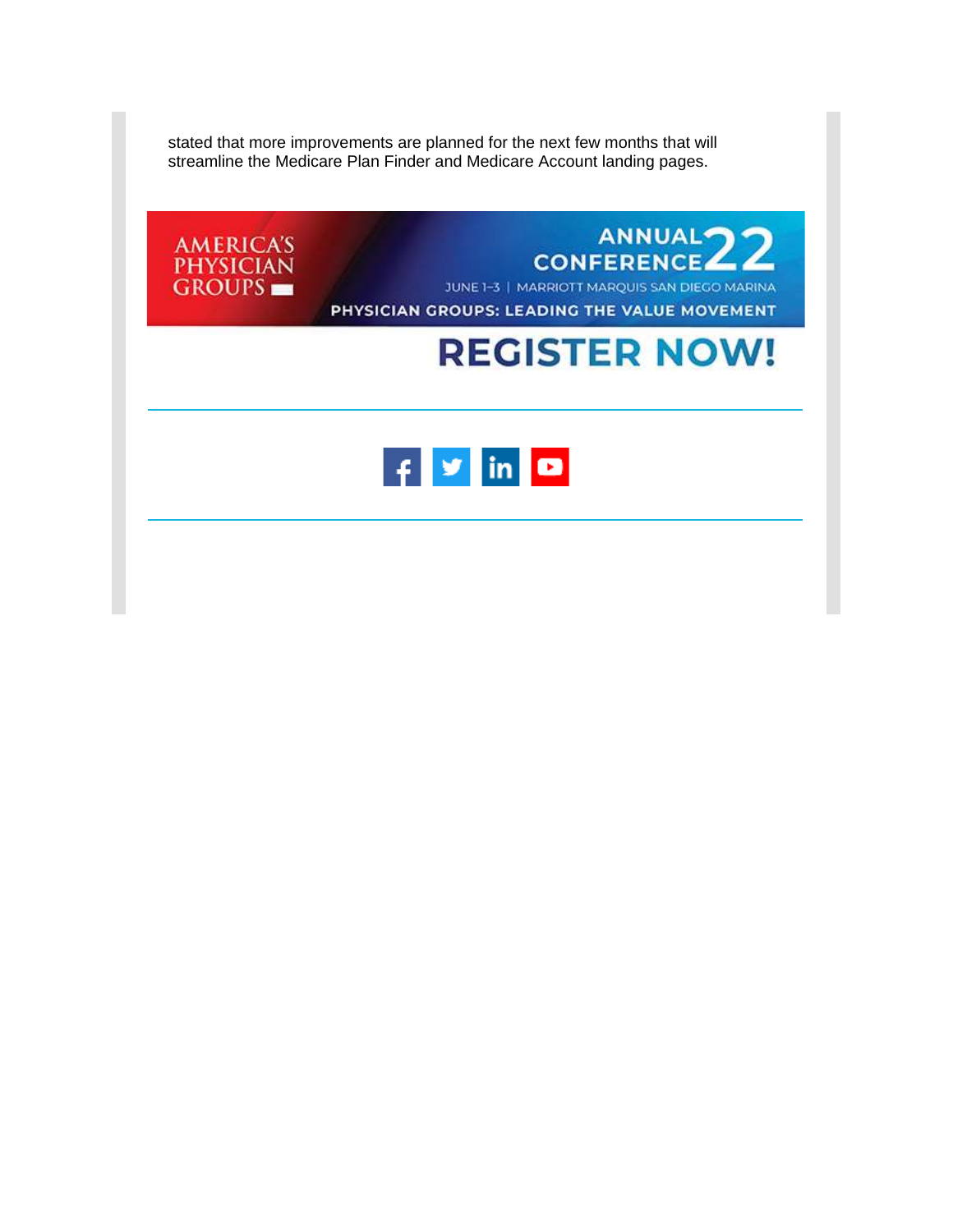stated that more improvements are planned for the next few months that will streamline the Medicare Plan Finder and Medicare Account landing pages.

AMERICA'S PHYSICIAN GROUPS

ANNUAL CONFERENCE 22

JUNE 1–3 | MARRIOTT MARQUIS SAN DIEGO MARINA

PHYSICIAN GROUPS: LEADING THE VALUE MOVEMENT

**REGISTER NOW!**

---

---